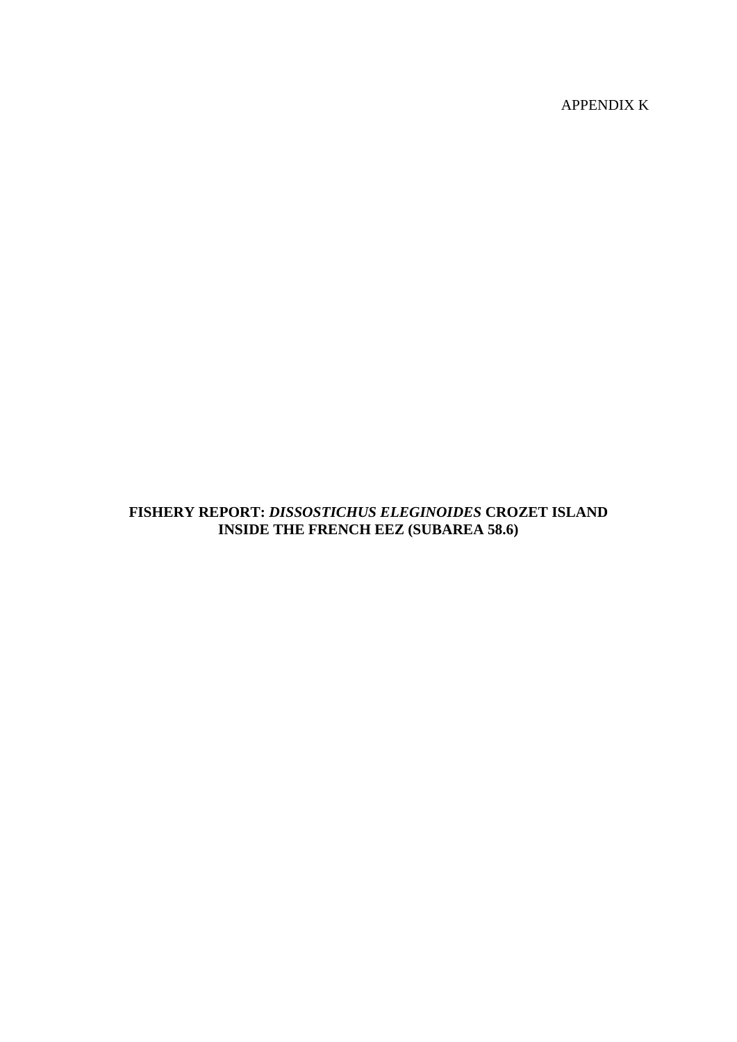APPENDIX K

# FISHERY REPORT: *DISSOSTICHUS ELEGINOIDES* CROZET ISLAND INSIDE THE FRENCH EEZ (SUBAREA 58.6)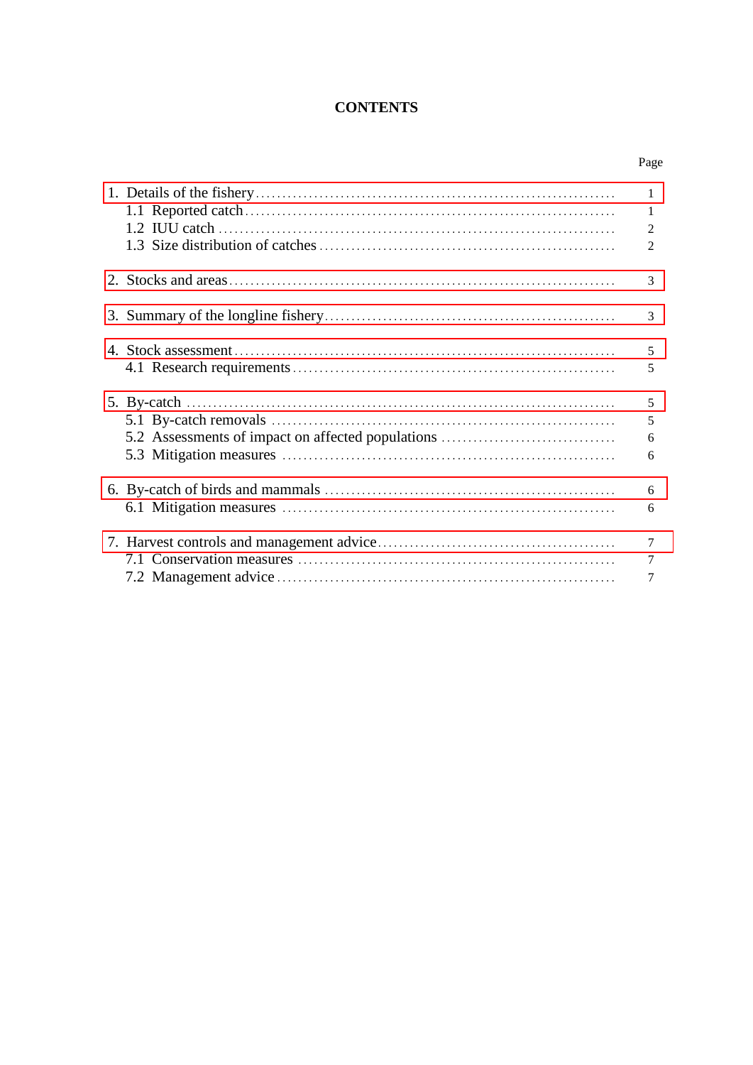# CONTENTS

| | Page |
|---|---|
| 1. Details of the fishery | 1 |
| 1.1 Reported catch | 1 |
| 1.2 IUU catch | 2 |
| 1.3 Size distribution of catches | 2 |
| 2. Stocks and areas | 3 |
| 3. Summary of the longline fishery | 3 |
| 4. Stock assessment | 5 |
| 4.1 Research requirements | 5 |
| 5. By-catch | 5 |
| 5.1 By-catch removals | 5 |
| 5.2 Assessments of impact on affected populations | 6 |
| 5.3 Mitigation measures | 6 |
| 6. By-catch of birds and mammals | 6 |
| 6.1 Mitigation measures | 6 |
| 7. Harvest controls and management advice | 7 |
| 7.1 Conservation measures | 7 |
| 7.2 Management advice | 7 |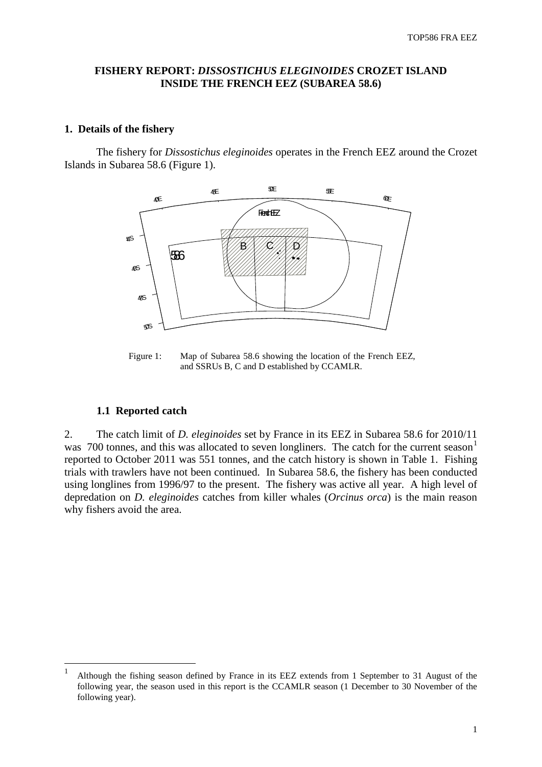## FISHERY REPORT: *DISSOSTICHUS ELEGINOIDES* CROZET ISLAND INSIDE THE FRENCH EEZ (SUBAREA 58.6)

### 1. Details of the fishery

The fishery for *Dissostichus eleginoides* operates in the French EEZ around the Crozet Islands in Subarea 58.6 (Figure 1).

Figure 1: Map of Subarea 58.6 showing the location of the French EEZ, and SSRUs B, C and D established by CCAMLR.

#### 1.1 Reported catch

2. The catch limit of *D. eleginoides* set by France in its EEZ in Subarea 58.6 for 2010/11 was 700 tonnes, and this was allocated to seven longliners. The catch for the current season[1] reported to October 2011 was 551 tonnes, and the catch history is shown in Table 1. Fishing trials with trawlers have not been continued. In Subarea 58.6, the fishery has been conducted using longlines from 1996/97 to the present. The fishery was active all year. A high level of depredation on *D. eleginoides* catches from killer whales (*Orcinus orca*) is the main reason why fishers avoid the area.

[1] Although the fishing season defined by France in its EEZ extends from 1 September to 31 August of the following year, the season used in this report is the CCAMLR season (1 December to 30 November of the following year).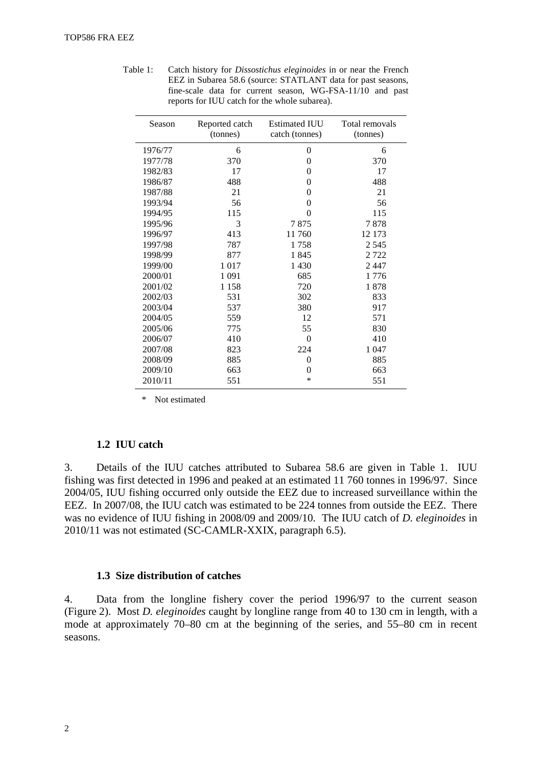Table 1: Catch history for *Dissostichus eleginoides* in or near the French EEZ in Subarea 58.6 (source: STATLANT data for past seasons, fine-scale data for current season, WG-FSA-11/10 and past reports for IUU catch for the whole subarea).

| Season | Reported catch (tonnes) | Estimated IUU catch (tonnes) | Total removals (tonnes) |
|---|---|---|---|
| 1976/77 | 6 | 0 | 6 |
| 1977/78 | 370 | 0 | 370 |
| 1982/83 | 17 | 0 | 17 |
| 1986/87 | 488 | 0 | 488 |
| 1987/88 | 21 | 0 | 21 |
| 1993/94 | 56 | 0 | 56 |
| 1994/95 | 115 | 0 | 115 |
| 1995/96 | 3 | 7 875 | 7 878 |
| 1996/97 | 413 | 11 760 | 12 173 |
| 1997/98 | 787 | 1 758 | 2 545 |
| 1998/99 | 877 | 1 845 | 2 722 |
| 1999/00 | 1 017 | 1 430 | 2 447 |
| 2000/01 | 1 091 | 685 | 1 776 |
| 2001/02 | 1 158 | 720 | 1 878 |
| 2002/03 | 531 | 302 | 833 |
| 2003/04 | 537 | 380 | 917 |
| 2004/05 | 559 | 12 | 571 |
| 2005/06 | 775 | 55 | 830 |
| 2006/07 | 410 | 0 | 410 |
| 2007/08 | 823 | 224 | 1 047 |
| 2008/09 | 885 | 0 | 885 |
| 2009/10 | 663 | 0 | 663 |
| 2010/11 | 551 | * | 551 |

\* Not estimated

### 1.2 IUU catch

3. Details of the IUU catches attributed to Subarea 58.6 are given in Table 1. IUU fishing was first detected in 1996 and peaked at an estimated 11 760 tonnes in 1996/97. Since 2004/05, IUU fishing occurred only outside the EEZ due to increased surveillance within the EEZ. In 2007/08, the IUU catch was estimated to be 224 tonnes from outside the EEZ. There was no evidence of IUU fishing in 2008/09 and 2009/10. The IUU catch of *D. eleginoides* in 2010/11 was not estimated (SC-CAMLR-XXIX, paragraph 6.5).

### 1.3 Size distribution of catches

4. Data from the longline fishery cover the period 1996/97 to the current season (Figure 2). Most *D. eleginoides* caught by longline range from 40 to 130 cm in length, with a mode at approximately 70–80 cm at the beginning of the series, and 55–80 cm in recent seasons.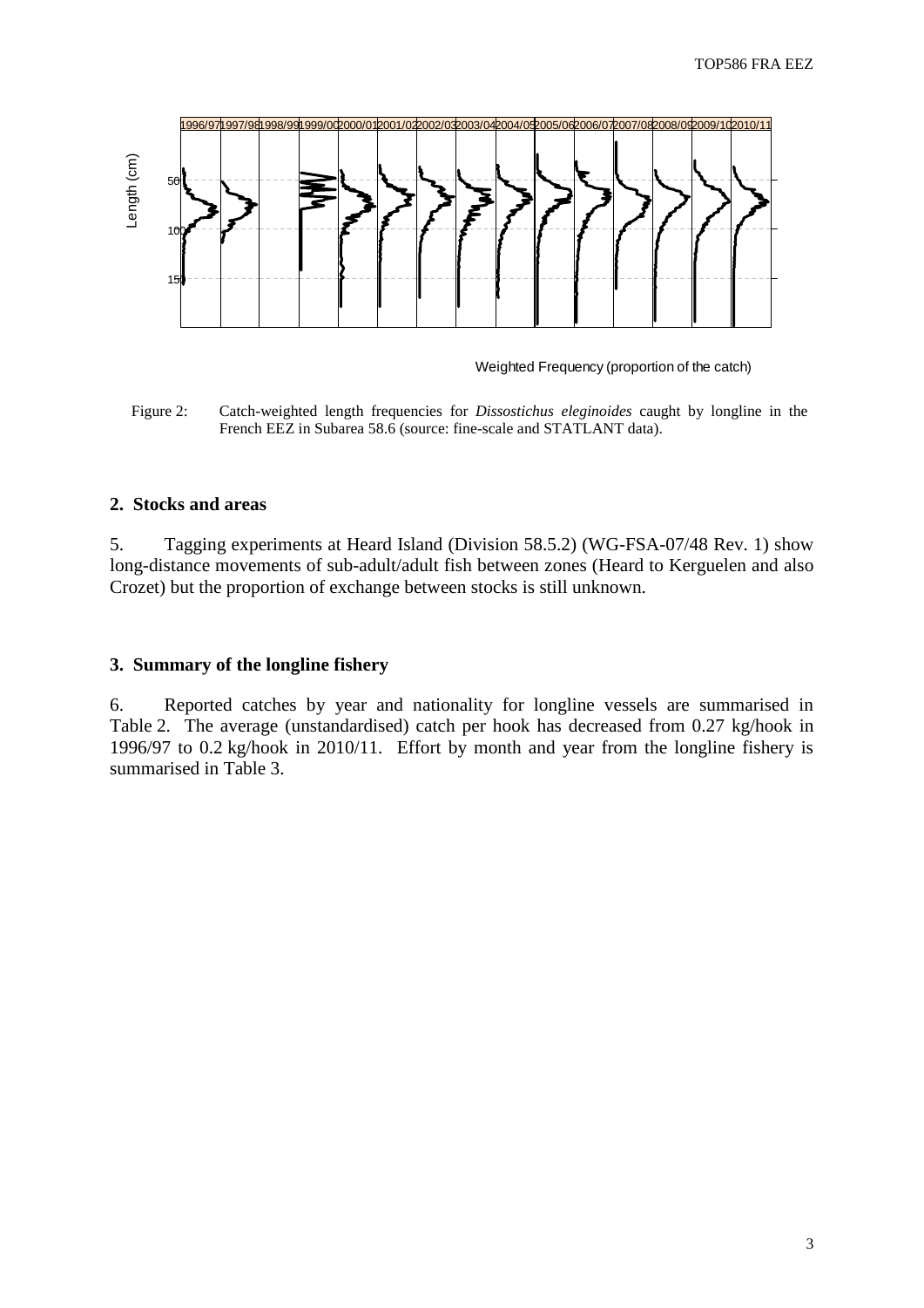Figure 2: Catch-weighted length frequencies for *Dissostichus eleginoides* caught by longline in the French EEZ in Subarea 58.6 (source: fine-scale and STATLANT data).

## 2. Stocks and areas

5. Tagging experiments at Heard Island (Division 58.5.2) (WG-FSA-07/48 Rev. 1) show long-distance movements of sub-adult/adult fish between zones (Heard to Kerguelen and also Crozet) but the proportion of exchange between stocks is still unknown.

## 3. Summary of the longline fishery

6. Reported catches by year and nationality for longline vessels are summarised in Table 2. The average (unstandardised) catch per hook has decreased from 0.27 kg/hook in 1996/97 to 0.2 kg/hook in 2010/11. Effort by month and year from the longline fishery is summarised in Table 3.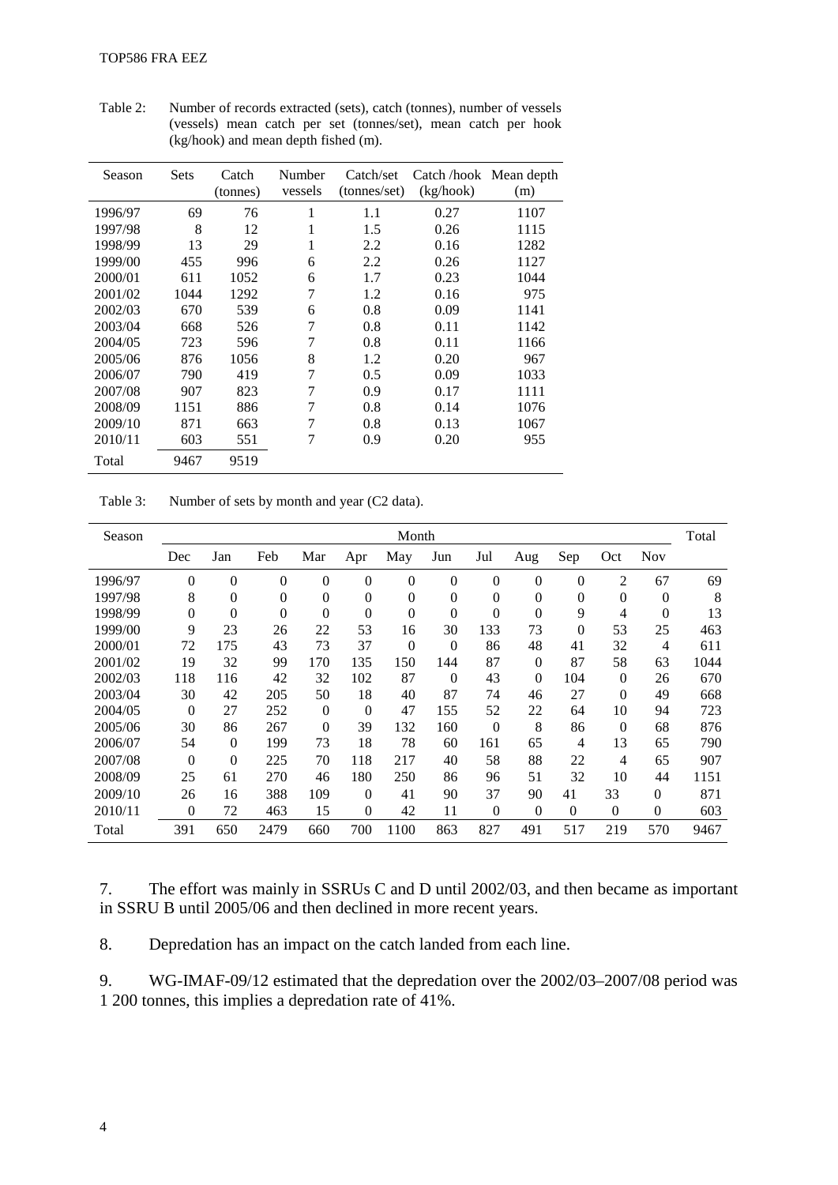Table 2: Number of records extracted (sets), catch (tonnes), number of vessels (vessels) mean catch per set (tonnes/set), mean catch per hook (kg/hook) and mean depth fished (m).

| Season | Sets | Catch (tonnes) | Number vessels | Catch/set (tonnes/set) | Catch /hook (kg/hook) | Mean depth (m) |
|---|---|---|---|---|---|---|
| 1996/97 | 69 | 76 | 1 | 1.1 | 0.27 | 1107 |
| 1997/98 | 8 | 12 | 1 | 1.5 | 0.26 | 1115 |
| 1998/99 | 13 | 29 | 1 | 2.2 | 0.16 | 1282 |
| 1999/00 | 455 | 996 | 6 | 2.2 | 0.26 | 1127 |
| 2000/01 | 611 | 1052 | 6 | 1.7 | 0.23 | 1044 |
| 2001/02 | 1044 | 1292 | 7 | 1.2 | 0.16 | 975 |
| 2002/03 | 670 | 539 | 6 | 0.8 | 0.09 | 1141 |
| 2003/04 | 668 | 526 | 7 | 0.8 | 0.11 | 1142 |
| 2004/05 | 723 | 596 | 7 | 0.8 | 0.11 | 1166 |
| 2005/06 | 876 | 1056 | 8 | 1.2 | 0.20 | 967 |
| 2006/07 | 790 | 419 | 7 | 0.5 | 0.09 | 1033 |
| 2007/08 | 907 | 823 | 7 | 0.9 | 0.17 | 1111 |
| 2008/09 | 1151 | 886 | 7 | 0.8 | 0.14 | 1076 |
| 2009/10 | 871 | 663 | 7 | 0.8 | 0.13 | 1067 |
| 2010/11 | 603 | 551 | 7 | 0.9 | 0.20 | 955 |
| Total | 9467 | 9519 | | | | |

Table 3: Number of sets by month and year (C2 data).

| Season | Month | | | | | | | | | | | | Total |
|---|---|---|---|---|---|---|---|---|---|---|---|---|---|
| | Dec | Jan | Feb | Mar | Apr | May | Jun | Jul | Aug | Sep | Oct | Nov | |
| 1996/97 | 0 | 0 | 0 | 0 | 0 | 0 | 0 | 0 | 0 | 0 | 2 | 67 | 69 |
| 1997/98 | 8 | 0 | 0 | 0 | 0 | 0 | 0 | 0 | 0 | 0 | 0 | 0 | 8 |
| 1998/99 | 0 | 0 | 0 | 0 | 0 | 0 | 0 | 0 | 0 | 9 | 4 | 0 | 13 |
| 1999/00 | 9 | 23 | 26 | 22 | 53 | 16 | 30 | 133 | 73 | 0 | 53 | 25 | 463 |
| 2000/01 | 72 | 175 | 43 | 73 | 37 | 0 | 0 | 86 | 48 | 41 | 32 | 4 | 611 |
| 2001/02 | 19 | 32 | 99 | 170 | 135 | 150 | 144 | 87 | 0 | 87 | 58 | 63 | 1044 |
| 2002/03 | 118 | 116 | 42 | 32 | 102 | 87 | 0 | 43 | 0 | 104 | 0 | 26 | 670 |
| 2003/04 | 30 | 42 | 205 | 50 | 18 | 40 | 87 | 74 | 46 | 27 | 0 | 49 | 668 |
| 2004/05 | 0 | 27 | 252 | 0 | 0 | 47 | 155 | 52 | 22 | 64 | 10 | 94 | 723 |
| 2005/06 | 30 | 86 | 267 | 0 | 39 | 132 | 160 | 0 | 8 | 86 | 0 | 68 | 876 |
| 2006/07 | 54 | 0 | 199 | 73 | 18 | 78 | 60 | 161 | 65 | 4 | 13 | 65 | 790 |
| 2007/08 | 0 | 0 | 225 | 70 | 118 | 217 | 40 | 58 | 88 | 22 | 4 | 65 | 907 |
| 2008/09 | 25 | 61 | 270 | 46 | 180 | 250 | 86 | 96 | 51 | 32 | 10 | 44 | 1151 |
| 2009/10 | 26 | 16 | 388 | 109 | 0 | 41 | 90 | 37 | 90 | 41 | 33 | 0 | 871 |
| 2010/11 | 0 | 72 | 463 | 15 | 0 | 42 | 11 | 0 | 0 | 0 | 0 | 0 | 603 |
| Total | 391 | 650 | 2479 | 660 | 700 | 1100 | 863 | 827 | 491 | 517 | 219 | 570 | 9467 |

7. The effort was mainly in SSRUs C and D until 2002/03, and then became as important in SSRU B until 2005/06 and then declined in more recent years.

8. Depredation has an impact on the catch landed from each line.

9. WG-IMAF-09/12 estimated that the depredation over the 2002/03–2007/08 period was 1 200 tonnes, this implies a depredation rate of 41%.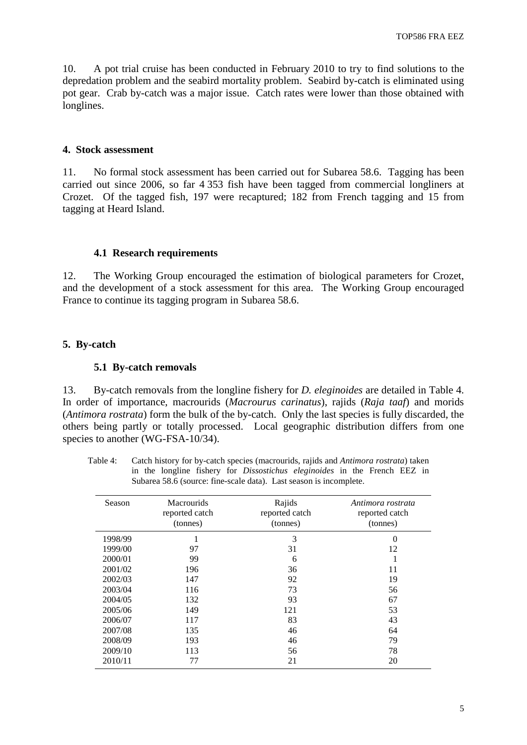10. A pot trial cruise has been conducted in February 2010 to try to find solutions to the depredation problem and the seabird mortality problem. Seabird by-catch is eliminated using pot gear. Crab by-catch was a major issue. Catch rates were lower than those obtained with longlines.

## 4. Stock assessment

11. No formal stock assessment has been carried out for Subarea 58.6. Tagging has been carried out since 2006, so far 4 353 fish have been tagged from commercial longliners at Crozet. Of the tagged fish, 197 were recaptured; 182 from French tagging and 15 from tagging at Heard Island.

### 4.1 Research requirements

12. The Working Group encouraged the estimation of biological parameters for Crozet, and the development of a stock assessment for this area. The Working Group encouraged France to continue its tagging program in Subarea 58.6.

## 5. By-catch

### 5.1 By-catch removals

13. By-catch removals from the longline fishery for *D. eleginoides* are detailed in Table 4. In order of importance, macrourids (*Macrourus carinatus*), rajids (*Raja taaf*) and morids (*Antimora rostrata*) form the bulk of the by-catch. Only the last species is fully discarded, the others being partly or totally processed. Local geographic distribution differs from one species to another (WG-FSA-10/34).

Table 4: Catch history for by-catch species (macrourids, rajids and *Antimora rostrata*) taken in the longline fishery for *Dissostichus eleginoides* in the French EEZ in Subarea 58.6 (source: fine-scale data). Last season is incomplete.

| Season | Macrourids reported catch (tonnes) | Rajids reported catch (tonnes) | *Antimora rostrata* reported catch (tonnes) |
|---|---|---|---|
| 1998/99 | 1 | 3 | 0 |
| 1999/00 | 97 | 31 | 12 |
| 2000/01 | 99 | 6 | 1 |
| 2001/02 | 196 | 36 | 11 |
| 2002/03 | 147 | 92 | 19 |
| 2003/04 | 116 | 73 | 56 |
| 2004/05 | 132 | 93 | 67 |
| 2005/06 | 149 | 121 | 53 |
| 2006/07 | 117 | 83 | 43 |
| 2007/08 | 135 | 46 | 64 |
| 2008/09 | 193 | 46 | 79 |
| 2009/10 | 113 | 56 | 78 |
| 2010/11 | 77 | 21 | 20 |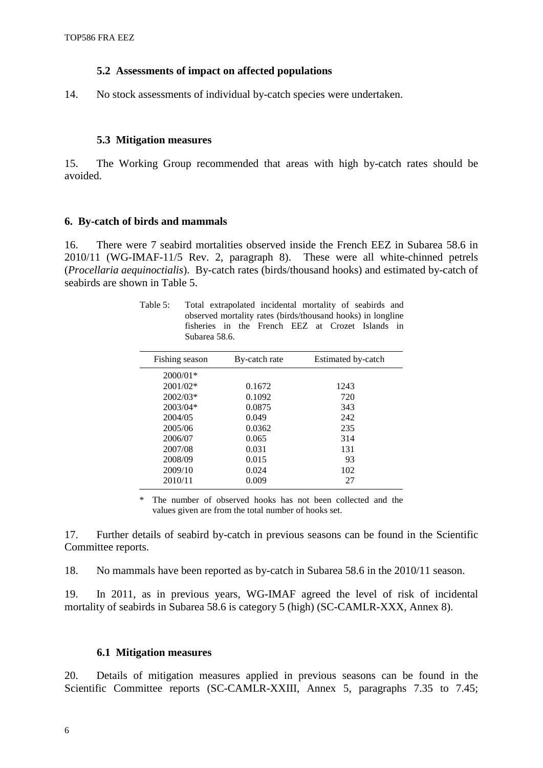### 5.2 Assessments of impact on affected populations

14. No stock assessments of individual by-catch species were undertaken.

### 5.3 Mitigation measures

15. The Working Group recommended that areas with high by-catch rates should be avoided.

## 6. By-catch of birds and mammals

16. There were 7 seabird mortalities observed inside the French EEZ in Subarea 58.6 in 2010/11 (WG-IMAF-11/5 Rev. 2, paragraph 8). These were all white-chinned petrels (*Procellaria aequinoctialis*). By-catch rates (birds/thousand hooks) and estimated by-catch of seabirds are shown in Table 5.

Table 5: Total extrapolated incidental mortality of seabirds and observed mortality rates (birds/thousand hooks) in longline fisheries in the French EEZ at Crozet Islands in Subarea 58.6.

| Fishing season | By-catch rate | Estimated by-catch |
|---|---|---|
| 2000/01* | | |
| 2001/02* | 0.1672 | 1243 |
| 2002/03* | 0.1092 | 720 |
| 2003/04* | 0.0875 | 343 |
| 2004/05 | 0.049 | 242 |
| 2005/06 | 0.0362 | 235 |
| 2006/07 | 0.065 | 314 |
| 2007/08 | 0.031 | 131 |
| 2008/09 | 0.015 | 93 |
| 2009/10 | 0.024 | 102 |
| 2010/11 | 0.009 | 27 |

\* The number of observed hooks has not been collected and the values given are from the total number of hooks set.

17. Further details of seabird by-catch in previous seasons can be found in the Scientific Committee reports.

18. No mammals have been reported as by-catch in Subarea 58.6 in the 2010/11 season.

19. In 2011, as in previous years, WG-IMAF agreed the level of risk of incidental mortality of seabirds in Subarea 58.6 is category 5 (high) (SC-CAMLR-XXX, Annex 8).

### 6.1 Mitigation measures

20. Details of mitigation measures applied in previous seasons can be found in the Scientific Committee reports (SC-CAMLR-XXIII, Annex 5, paragraphs 7.35 to 7.45;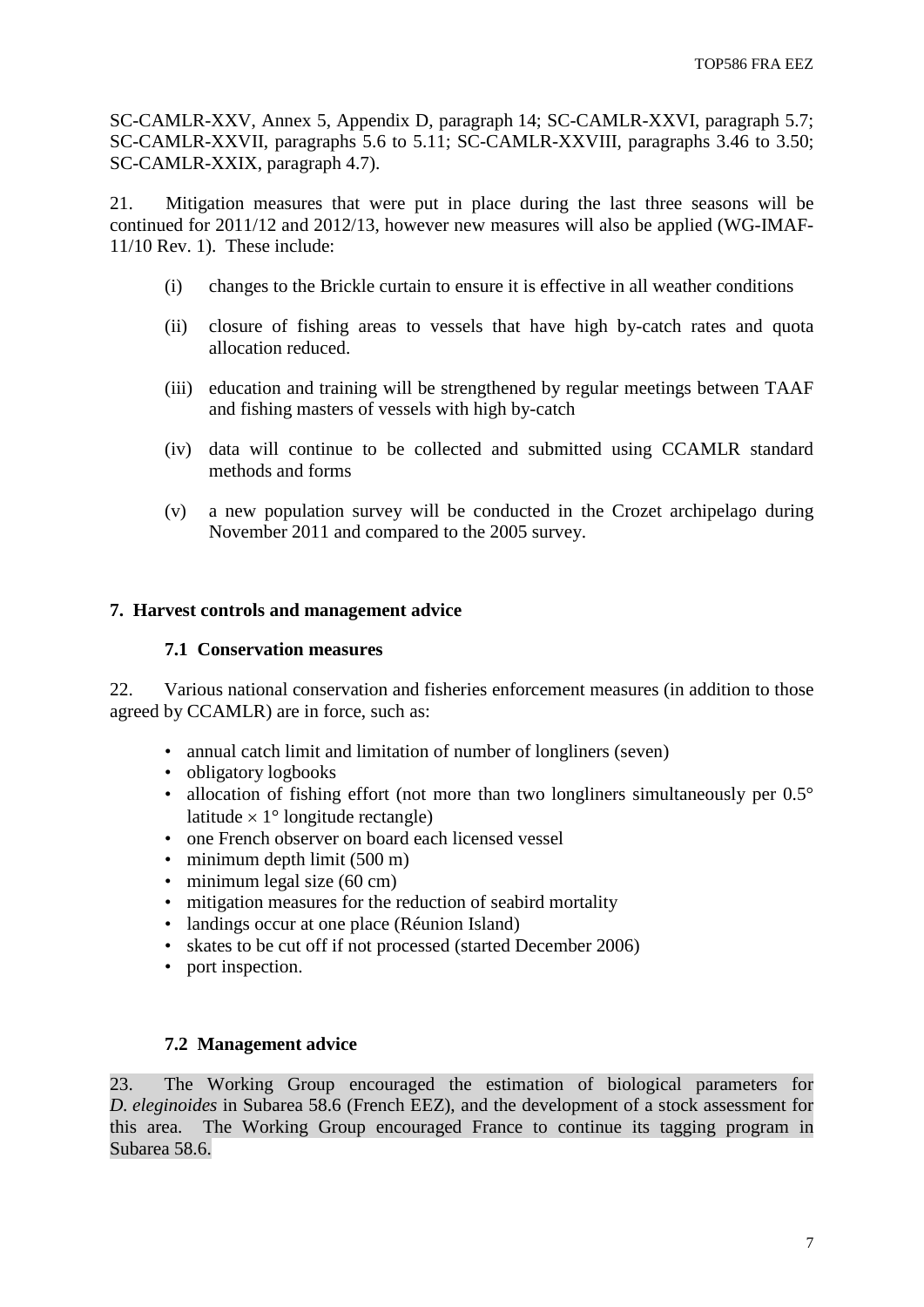SC-CAMLR-XXV, Annex 5, Appendix D, paragraph 14; SC-CAMLR-XXVI, paragraph 5.7; SC-CAMLR-XXVII, paragraphs 5.6 to 5.11; SC-CAMLR-XXVIII, paragraphs 3.46 to 3.50; SC-CAMLR-XXIX, paragraph 4.7).

21. Mitigation measures that were put in place during the last three seasons will be continued for 2011/12 and 2012/13, however new measures will also be applied (WG-IMAF-11/10 Rev. 1). These include:

(i) changes to the Brickle curtain to ensure it is effective in all weather conditions

(ii) closure of fishing areas to vessels that have high by-catch rates and quota allocation reduced.

(iii) education and training will be strengthened by regular meetings between TAAF and fishing masters of vessels with high by-catch

(iv) data will continue to be collected and submitted using CCAMLR standard methods and forms

(v) a new population survey will be conducted in the Crozet archipelago during November 2011 and compared to the 2005 survey.

## 7. Harvest controls and management advice

### 7.1 Conservation measures

22. Various national conservation and fisheries enforcement measures (in addition to those agreed by CCAMLR) are in force, such as:

- annual catch limit and limitation of number of longliners (seven)
- obligatory logbooks
- allocation of fishing effort (not more than two longliners simultaneously per 0.5° latitude × 1° longitude rectangle)
- one French observer on board each licensed vessel
- minimum depth limit (500 m)
- minimum legal size (60 cm)
- mitigation measures for the reduction of seabird mortality
- landings occur at one place (Réunion Island)
- skates to be cut off if not processed (started December 2006)
- port inspection.

### 7.2 Management advice

23. The Working Group encouraged the estimation of biological parameters for *D. eleginoides* in Subarea 58.6 (French EEZ), and the development of a stock assessment for this area. The Working Group encouraged France to continue its tagging program in Subarea 58.6.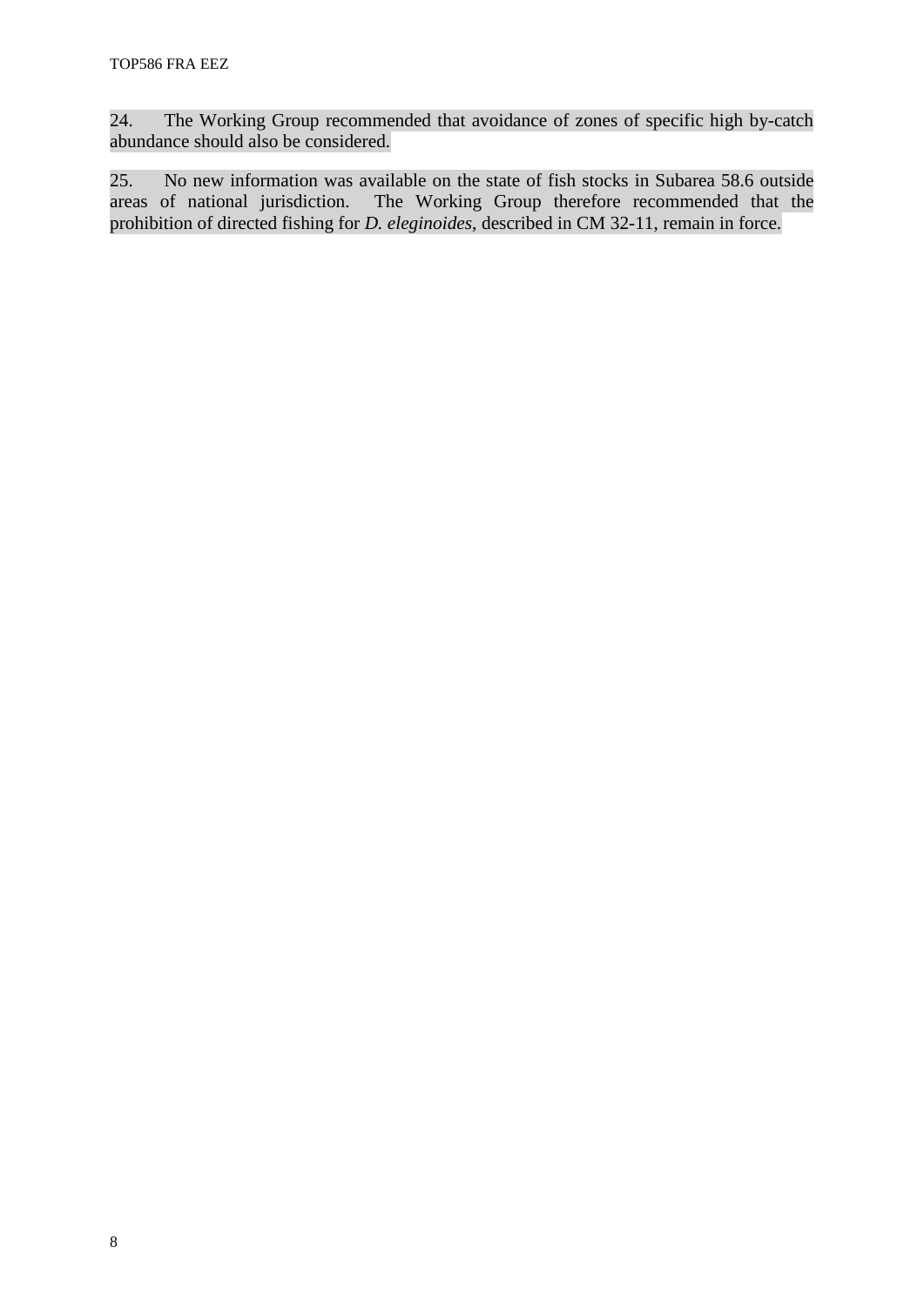24. The Working Group recommended that avoidance of zones of specific high by-catch abundance should also be considered.

25. No new information was available on the state of fish stocks in Subarea 58.6 outside areas of national jurisdiction. The Working Group therefore recommended that the prohibition of directed fishing for *D. eleginoides*, described in CM 32-11, remain in force.